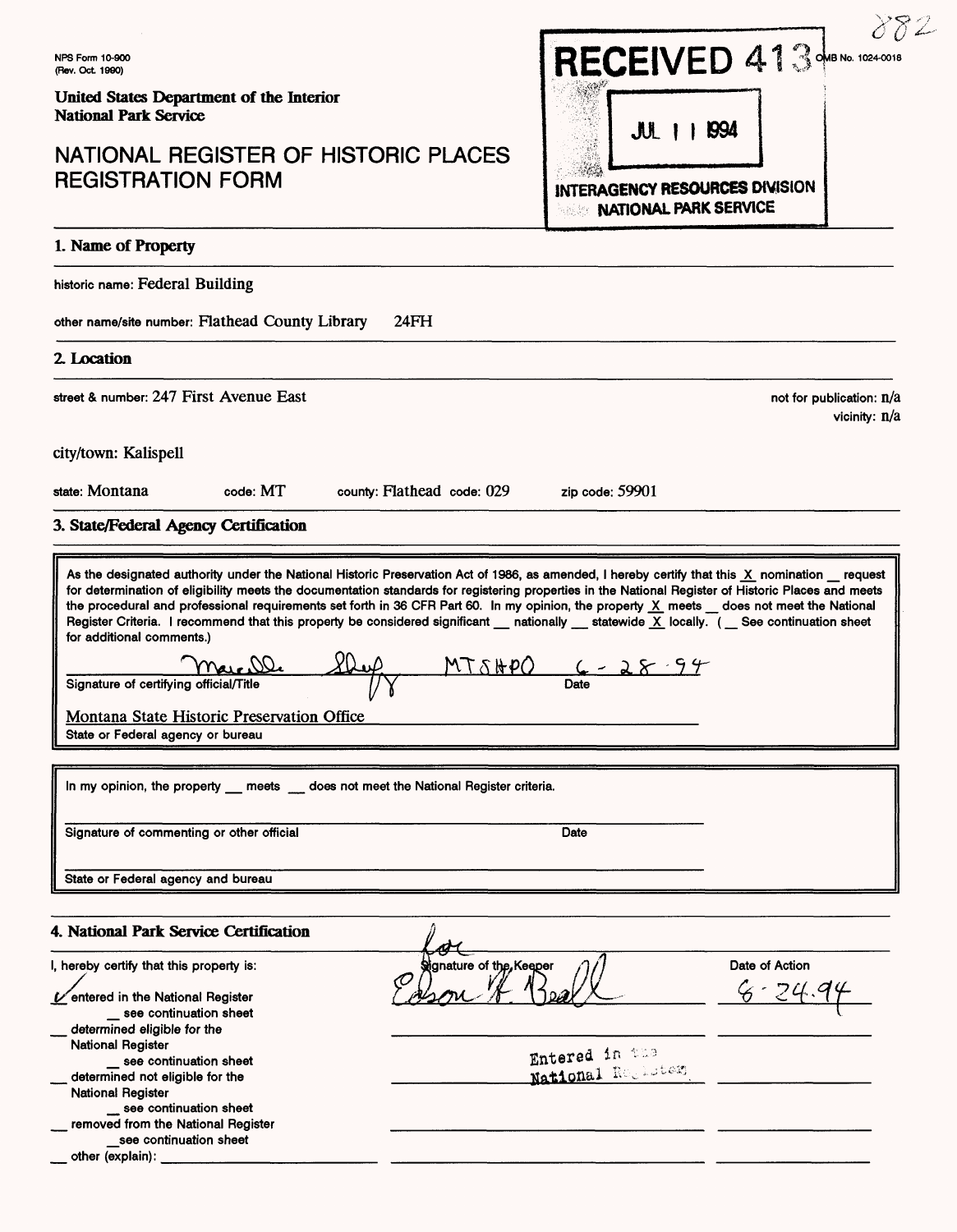NPS Form 10-900
(Rev. Oct. 1990)

**United States Department of the Interior**
**National Park Service**

# NATIONAL REGISTER OF HISTORIC PLACES REGISTRATION FORM

RECEIVED 413

JUL 11 1994

INTERAGENCY RESOURCES DIVISION
NATIONAL PARK SERVICE

OMB No. 1024-0018

882

## 1. Name of Property

historic name: Federal Building

other name/site number: Flathead County Library 24FH

## 2. Location

street & number: 247 First Avenue East

not for publication: n/a
vicinity: n/a

city/town: Kalispell

state: Montana code: MT county: Flathead code: 029 zip code: 59901

## 3. State/Federal Agency Certification

As the designated authority under the National Historic Preservation Act of 1986, as amended, I hereby certify that this X nomination __ request for determination of eligibility meets the documentation standards for registering properties in the National Register of Historic Places and meets the procedural and professional requirements set forth in 36 CFR Part 60. In my opinion, the property X meets __ does not meet the National Register Criteria. I recommend that this property be considered significant __ nationally __ statewide X locally. ( __ See continuation sheet for additional comments.)

[Signature] MTSHPO 6-28-94
Signature of certifying official/Title Date

Montana State Historic Preservation Office
State or Federal agency or bureau

In my opinion, the property __ meets __ does not meet the National Register criteria.

Signature of commenting or other official Date

State or Federal agency and bureau

## 4. National Park Service Certification

I, hereby certify that this property is:

| | Signature of the Keeper | Date of Action |
|---|---|---|
| ✓ entered in the National Register __ see continuation sheet | for [Signature] Edson H. Beall | 8-24-94 |
| __ determined eligible for the National Register __ see continuation sheet | | |
| __ determined not eligible for the National Register __ see continuation sheet | Entered in the National Register | |
| __ removed from the National Register __ see continuation sheet | | |
| __ other (explain): | | |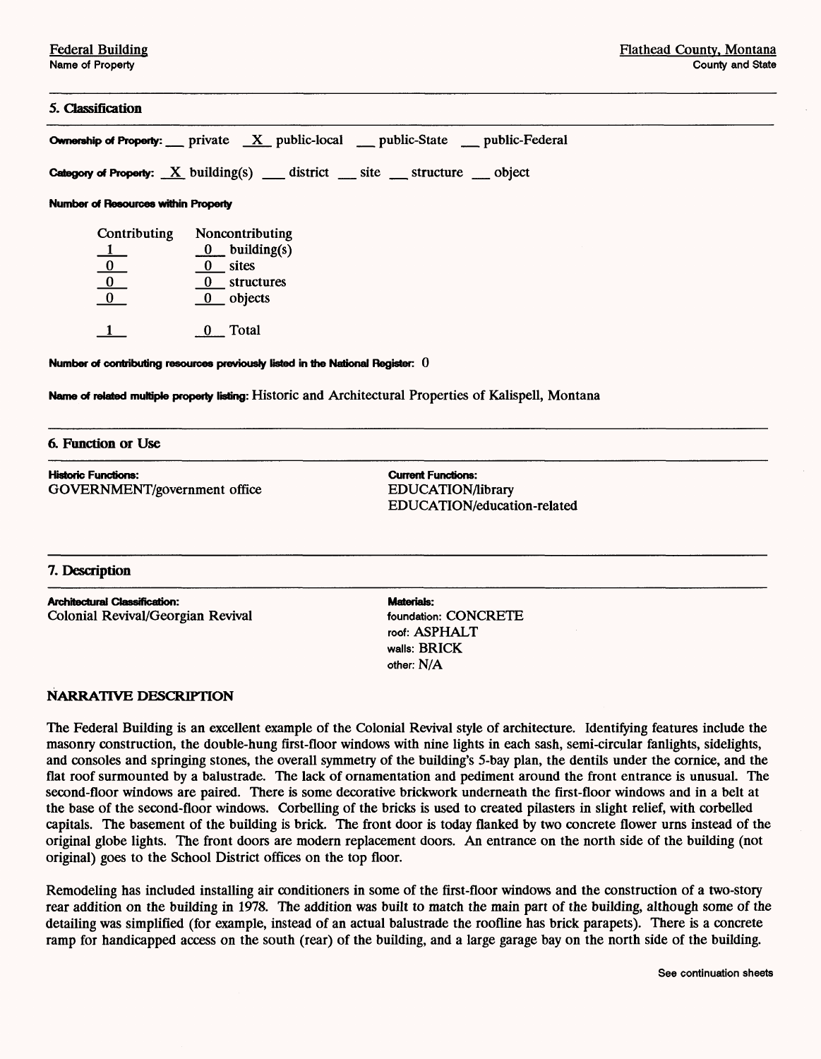Federal Building
Name of Property

Flathead County, Montana
County and State

## 5. Classification

**Ownership of Property:** ___ private _X_ public-local ___ public-State ___ public-Federal

**Category of Property:** _X_ building(s) ___ district ___ site ___ structure ___ object

**Number of Resources within Property**

| Contributing | Noncontributing | |
|---|---|---|
| 1 | 0 | building(s) |
| 0 | 0 | sites |
| 0 | 0 | structures |
| 0 | 0 | objects |
| 1 | 0 | Total |

**Number of contributing resources previously listed in the National Register:** 0

**Name of related multiple property listing:** Historic and Architectural Properties of Kalispell, Montana

## 6. Function or Use

**Historic Functions:**
GOVERNMENT/government office

**Current Functions:**
EDUCATION/library
EDUCATION/education-related

## 7. Description

**Architectural Classification:**
Colonial Revival/Georgian Revival

**Materials:**
foundation: CONCRETE
roof: ASPHALT
walls: BRICK
other: N/A

### NARRATIVE DESCRIPTION

The Federal Building is an excellent example of the Colonial Revival style of architecture. Identifying features include the masonry construction, the double-hung first-floor windows with nine lights in each sash, semi-circular fanlights, sidelights, and consoles and springing stones, the overall symmetry of the building's 5-bay plan, the dentils under the cornice, and the flat roof surmounted by a balustrade. The lack of ornamentation and pediment around the front entrance is unusual. The second-floor windows are paired. There is some decorative brickwork underneath the first-floor windows and in a belt at the base of the second-floor windows. Corbelling of the bricks is used to created pilasters in slight relief, with corbelled capitals. The basement of the building is brick. The front door is today flanked by two concrete flower urns instead of the original globe lights. The front doors are modern replacement doors. An entrance on the north side of the building (not original) goes to the School District offices on the top floor.

Remodeling has included installing air conditioners in some of the first-floor windows and the construction of a two-story rear addition on the building in 1978. The addition was built to match the main part of the building, although some of the detailing was simplified (for example, instead of an actual balustrade the roofline has brick parapets). There is a concrete ramp for handicapped access on the south (rear) of the building, and a large garage bay on the north side of the building.

See continuation sheets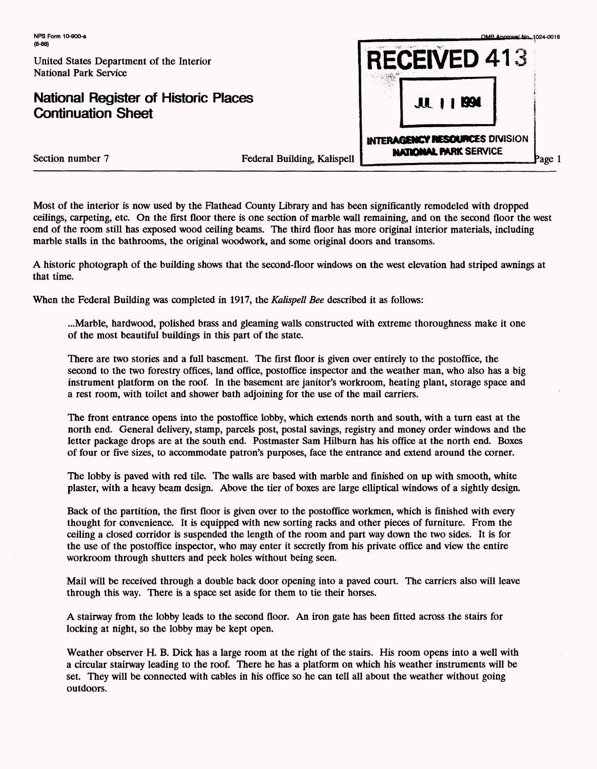Most of the interior is now used by the Flathead County Library and has been significantly remodeled with dropped ceilings, carpeting, etc. On the first floor there is one section of marble wall remaining, and on the second floor the west end of the room still has exposed wood ceiling beams. The third floor has more original interior materials, including marble stalls in the bathrooms, the original woodwork, and some original doors and transoms.

A historic photograph of the building shows that the second-floor windows on the west elevation had striped awnings at that time.

When the Federal Building was completed in 1917, the *Kalispell Bee* described it as follows:

> ...Marble, hardwood, polished brass and gleaming walls constructed with extreme thoroughness make it one of the most beautiful buildings in this part of the state.
>
> There are two stories and a full basement. The first floor is given over entirely to the postoffice, the second to the two forestry offices, land office, postoffice inspector and the weather man, who also has a big instrument platform on the roof. In the basement are janitor's workroom, heating plant, storage space and a rest room, with toilet and shower bath adjoining for the use of the mail carriers.
>
> The front entrance opens into the postoffice lobby, which extends north and south, with a turn east at the north end. General delivery, stamp, parcels post, postal savings, registry and money order windows and the letter package drops are at the south end. Postmaster Sam Hilburn has his office at the north end. Boxes of four or five sizes, to accommodate patron's purposes, face the entrance and extend around the corner.
>
> The lobby is paved with red tile. The walls are based with marble and finished on up with smooth, white plaster, with a heavy beam design. Above the tier of boxes are large elliptical windows of a sightly design.
>
> Back of the partition, the first floor is given over to the postoffice workmen, which is finished with every thought for convenience. It is equipped with new sorting racks and other pieces of furniture. From the ceiling a closed corridor is suspended the length of the room and part way down the two sides. It is for the use of the postoffice inspector, who may enter it secretly from his private office and view the entire workroom through shutters and peek holes without being seen.
>
> Mail will be received through a double back door opening into a paved court. The carriers also will leave through this way. There is a space set aside for them to tie their horses.
>
> A stairway from the lobby leads to the second floor. An iron gate has been fitted across the stairs for locking at night, so the lobby may be kept open.
>
> Weather observer H. B. Dick has a large room at the right of the stairs. His room opens into a well with a circular stairway leading to the roof. There he has a platform on which his weather instruments will be set. They will be connected with cables in his office so he can tell all about the weather without going outdoors.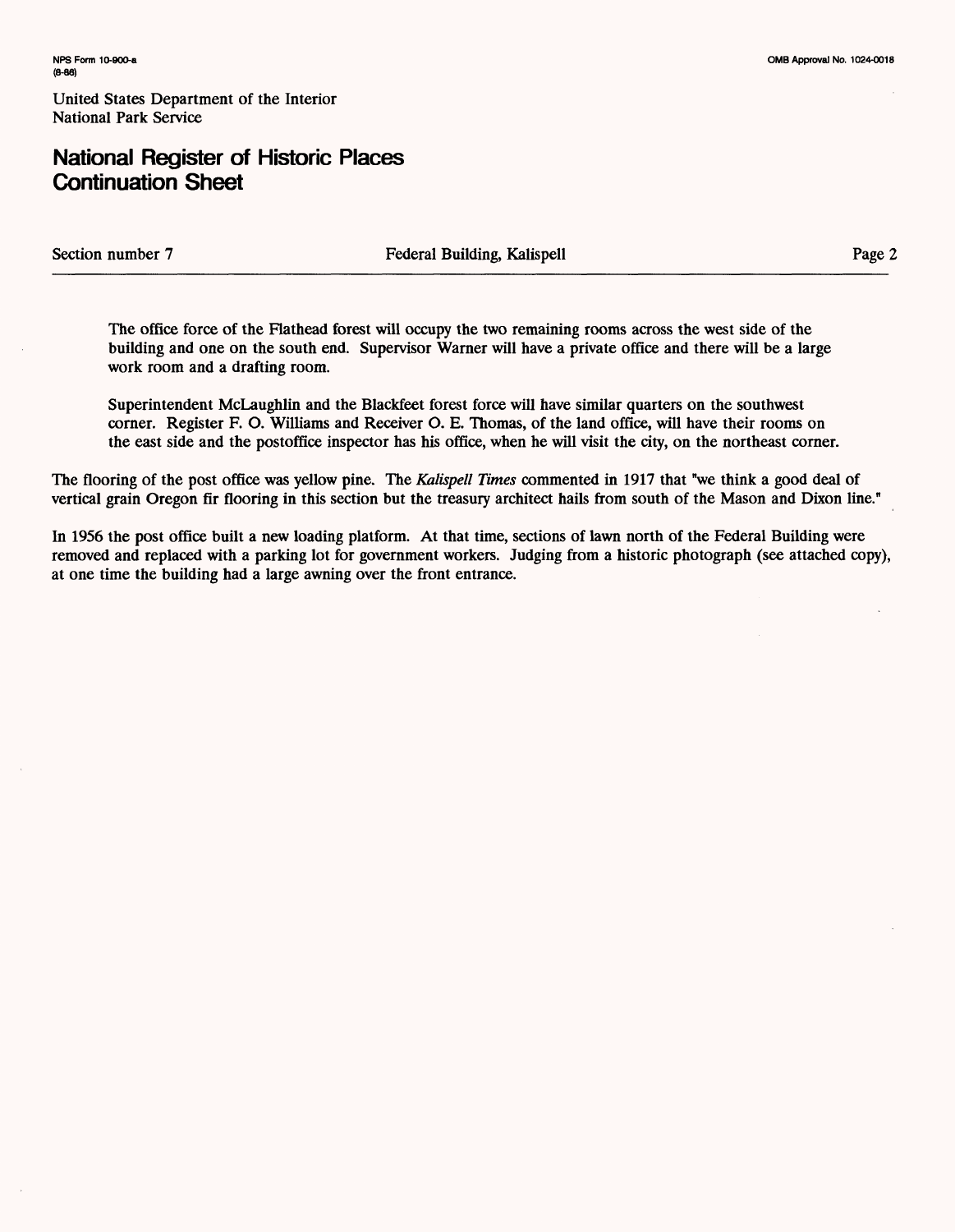> The office force of the Flathead forest will occupy the two remaining rooms across the west side of the building and one on the south end. Supervisor Warner will have a private office and there will be a large work room and a drafting room.
>
> Superintendent McLaughlin and the Blackfeet forest force will have similar quarters on the southwest corner. Register F. O. Williams and Receiver O. E. Thomas, of the land office, will have their rooms on the east side and the postoffice inspector has his office, when he will visit the city, on the northeast corner.

The flooring of the post office was yellow pine. The *Kalispell Times* commented in 1917 that "we think a good deal of vertical grain Oregon fir flooring in this section but the treasury architect hails from south of the Mason and Dixon line."

In 1956 the post office built a new loading platform. At that time, sections of lawn north of the Federal Building were removed and replaced with a parking lot for government workers. Judging from a historic photograph (see attached copy), at one time the building had a large awning over the front entrance.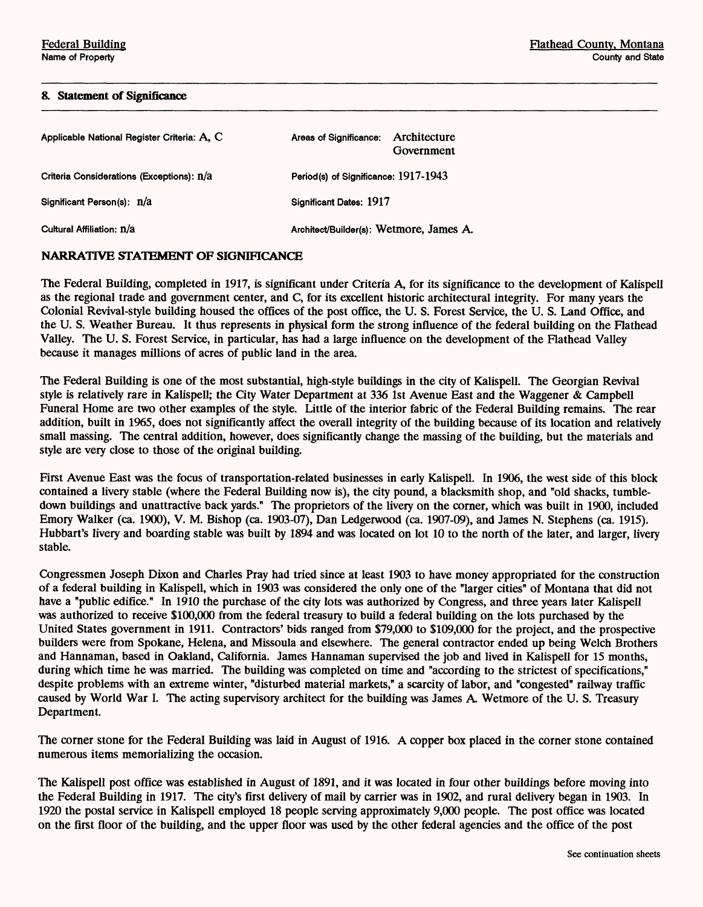## 8. Statement of Significance

| | |
|---|---|
| Applicable National Register Criteria: A, C | Areas of Significance: Architecture, Government |
| Criteria Considerations (Exceptions): n/a | Period(s) of Significance: 1917-1943 |
| Significant Person(s): n/a | Significant Dates: 1917 |
| Cultural Affiliation: n/a | Architect/Builder(s): Wetmore, James A. |

### NARRATIVE STATEMENT OF SIGNIFICANCE

The Federal Building, completed in 1917, is significant under Criteria A, for its significance to the development of Kalispell as the regional trade and government center, and C, for its excellent historic architectural integrity. For many years the Colonial Revival-style building housed the offices of the post office, the U. S. Forest Service, the U. S. Land Office, and the U. S. Weather Bureau. It thus represents in physical form the strong influence of the federal building on the Flathead Valley. The U. S. Forest Service, in particular, has had a large influence on the development of the Flathead Valley because it manages millions of acres of public land in the area.

The Federal Building is one of the most substantial, high-style buildings in the city of Kalispell. The Georgian Revival style is relatively rare in Kalispell; the City Water Department at 336 1st Avenue East and the Waggener & Campbell Funeral Home are two other examples of the style. Little of the interior fabric of the Federal Building remains. The rear addition, built in 1965, does not significantly affect the overall integrity of the building because of its location and relatively small massing. The central addition, however, does significantly change the massing of the building, but the materials and style are very close to those of the original building.

First Avenue East was the focus of transportation-related businesses in early Kalispell. In 1906, the west side of this block contained a livery stable (where the Federal Building now is), the city pound, a blacksmith shop, and "old shacks, tumble-down buildings and unattractive back yards." The proprietors of the livery on the corner, which was built in 1900, included Emory Walker (ca. 1900), V. M. Bishop (ca. 1903-07), Dan Ledgerwood (ca. 1907-09), and James N. Stephens (ca. 1915). Hubbart's livery and boarding stable was built by 1894 and was located on lot 10 to the north of the later, and larger, livery stable.

Congressmen Joseph Dixon and Charles Pray had tried since at least 1903 to have money appropriated for the construction of a federal building in Kalispell, which in 1903 was considered the only one of the "larger cities" of Montana that did not have a "public edifice." In 1910 the purchase of the city lots was authorized by Congress, and three years later Kalispell was authorized to receive $100,000 from the federal treasury to build a federal building on the lots purchased by the United States government in 1911. Contractors' bids ranged from $79,000 to $109,000 for the project, and the prospective builders were from Spokane, Helena, and Missoula and elsewhere. The general contractor ended up being Welch Brothers and Hannaman, based in Oakland, California. James Hannaman supervised the job and lived in Kalispell for 15 months, during which time he was married. The building was completed on time and "according to the strictest of specifications," despite problems with an extreme winter, "disturbed material markets," a scarcity of labor, and "congested" railway traffic caused by World War I. The acting supervisory architect for the building was James A. Wetmore of the U. S. Treasury Department.

The corner stone for the Federal Building was laid in August of 1916. A copper box placed in the corner stone contained numerous items memorializing the occasion.

The Kalispell post office was established in August of 1891, and it was located in four other buildings before moving into the Federal Building in 1917. The city's first delivery of mail by carrier was in 1902, and rural delivery began in 1903. In 1920 the postal service in Kalispell employed 18 people serving approximately 9,000 people. The post office was located on the first floor of the building, and the upper floor was used by the other federal agencies and the office of the post

See continuation sheets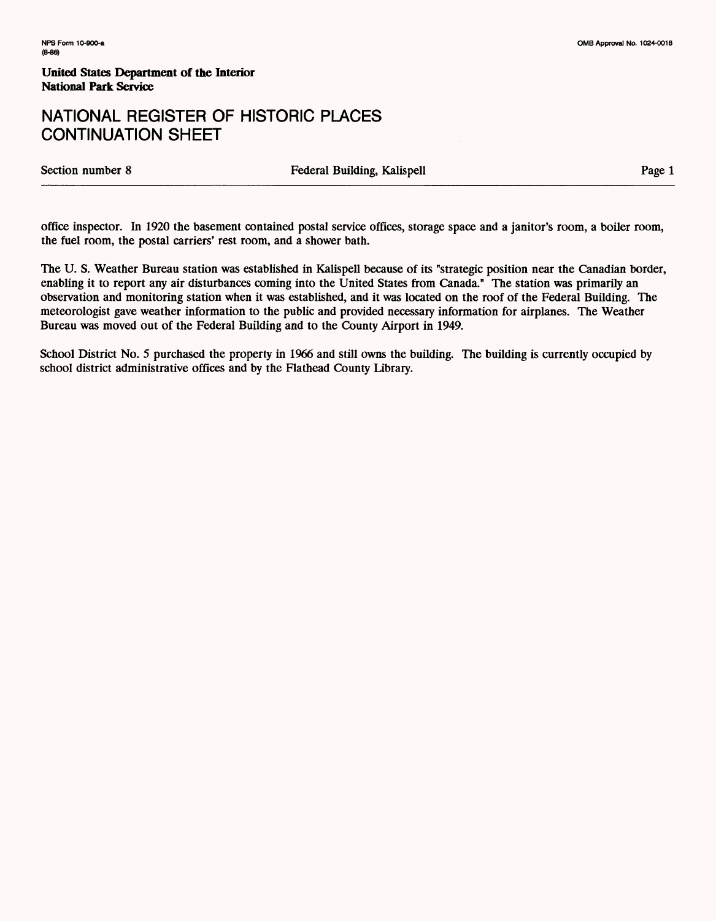office inspector. In 1920 the basement contained postal service offices, storage space and a janitor's room, a boiler room, the fuel room, the postal carriers' rest room, and a shower bath.

The U. S. Weather Bureau station was established in Kalispell because of its "strategic position near the Canadian border, enabling it to report any air disturbances coming into the United States from Canada." The station was primarily an observation and monitoring station when it was established, and it was located on the roof of the Federal Building. The meteorologist gave weather information to the public and provided necessary information for airplanes. The Weather Bureau was moved out of the Federal Building and to the County Airport in 1949.

School District No. 5 purchased the property in 1966 and still owns the building. The building is currently occupied by school district administrative offices and by the Flathead County Library.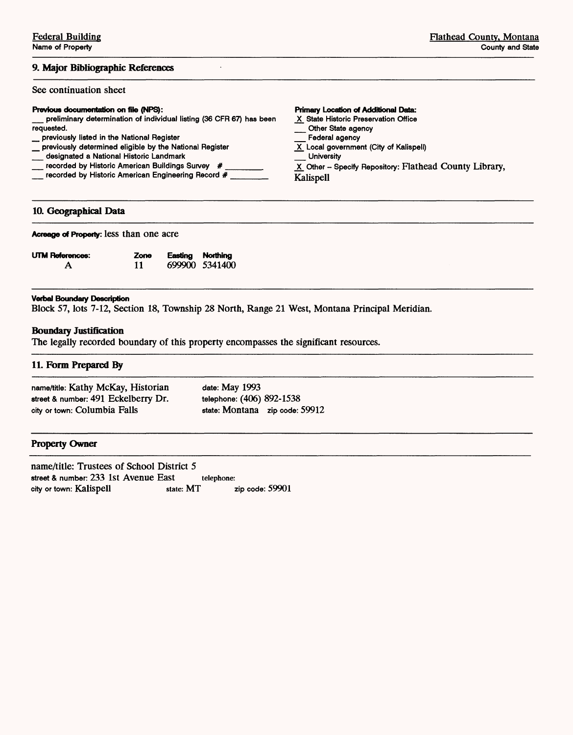Federal Building
Name of Property

Flathead County, Montana
County and State

## 9. Major Bibliographic References

See continuation sheet

**Previous documentation on file (NPS):**

\_\_ preliminary determination of individual listing (36 CFR 67) has been requested.
\_ previously listed in the National Register
\_ previously determined eligible by the National Register
\_\_ designated a National Historic Landmark
\_\_ recorded by Historic American Buildings Survey # \_\_\_\_\_\_\_\_
\_\_ recorded by Historic American Engineering Record # \_\_\_\_\_\_\_\_

**Primary Location of Additional Data:**

X State Historic Preservation Office
\_\_ Other State agency
\_\_ Federal agency
X Local government (City of Kalispell)
\_\_ University
X Other – Specify Repository: Flathead County Library, Kalispell

## 10. Geographical Data

**Acreage of Property:** less than one acre

| UTM References: | Zone | Easting | Northing |
|---|---|---|---|
| A | 11 | 699900 | 5341400 |

**Verbal Boundary Description**
Block 57, lots 7-12, Section 18, Township 28 North, Range 21 West, Montana Principal Meridian.

**Boundary Justification**
The legally recorded boundary of this property encompasses the significant resources.

## 11. Form Prepared By

name/title: Kathy McKay, Historian
street & number: 491 Eckelberry Dr.
city or town: Columbia Falls
date: May 1993
telephone: (406) 892-1538
state: Montana zip code: 59912

## Property Owner

name/title: Trustees of School District 5
street & number: 233 1st Avenue East telephone:
city or town: Kalispell state: MT zip code: 59901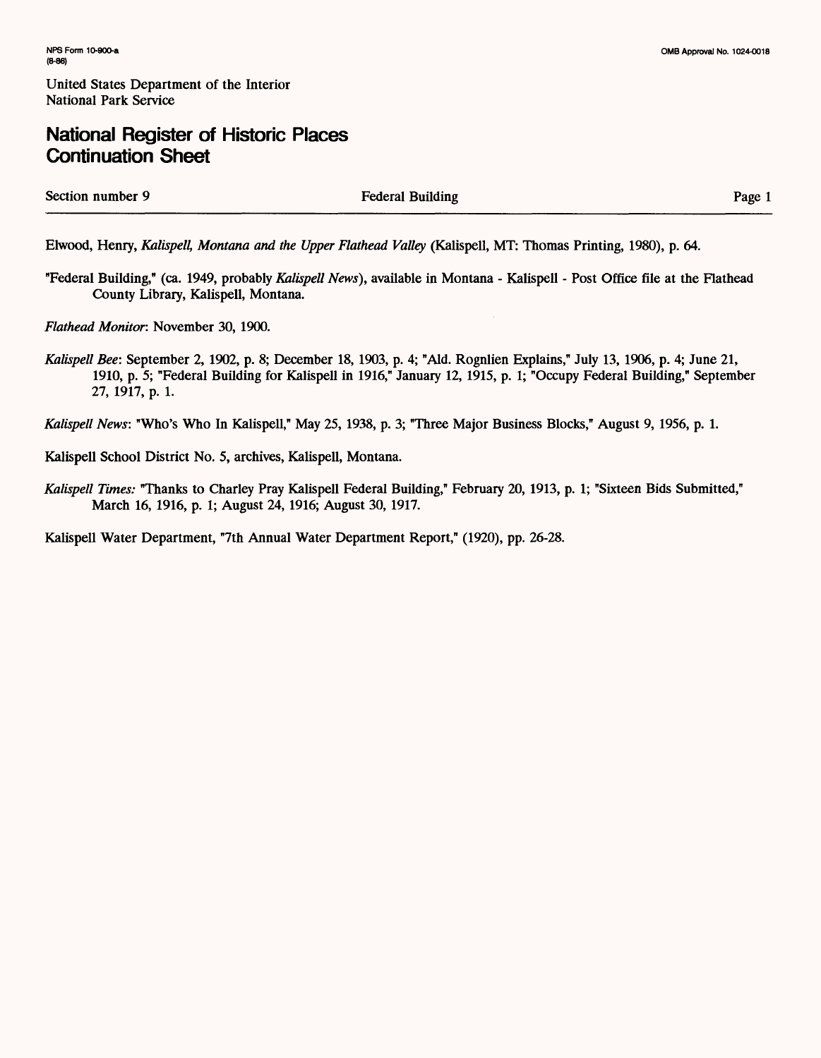Elwood, Henry, *Kalispell, Montana and the Upper Flathead Valley* (Kalispell, MT: Thomas Printing, 1980), p. 64.

"Federal Building," (ca. 1949, probably *Kalispell News*), available in Montana - Kalispell - Post Office file at the Flathead County Library, Kalispell, Montana.

*Flathead Monitor*: November 30, 1900.

*Kalispell Bee*: September 2, 1902, p. 8; December 18, 1903, p. 4; "Ald. Rognlien Explains," July 13, 1906, p. 4; June 21, 1910, p. 5; "Federal Building for Kalispell in 1916," January 12, 1915, p. 1; "Occupy Federal Building," September 27, 1917, p. 1.

*Kalispell News*: "Who's Who In Kalispell," May 25, 1938, p. 3; "Three Major Business Blocks," August 9, 1956, p. 1.

Kalispell School District No. 5, archives, Kalispell, Montana.

*Kalispell Times:* "Thanks to Charley Pray Kalispell Federal Building," February 20, 1913, p. 1; "Sixteen Bids Submitted," March 16, 1916, p. 1; August 24, 1916; August 30, 1917.

Kalispell Water Department, "7th Annual Water Department Report," (1920), pp. 26-28.